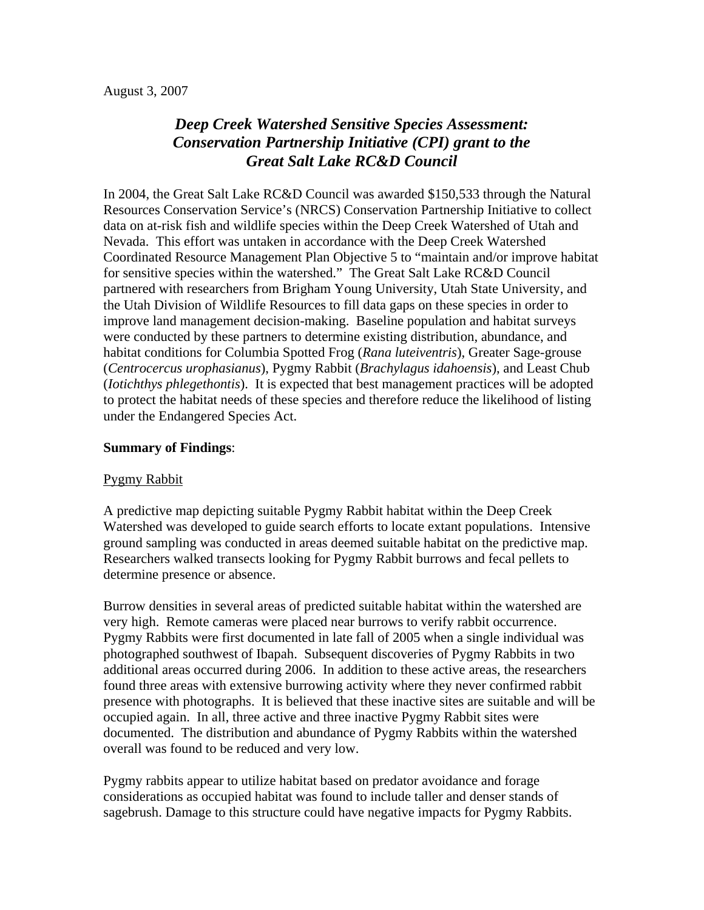August 3, 2007

# *Deep Creek Watershed Sensitive Species Assessment: Conservation Partnership Initiative (CPI) grant to the Great Salt Lake RC&D Council*

In 2004, the Great Salt Lake RC&D Council was awarded $150,533 through the Natural Resources Conservation Service's (NRCS) Conservation Partnership Initiative to collect data on at-risk fish and wildlife species within the Deep Creek Watershed of Utah and Nevada. This effort was untaken in accordance with the Deep Creek Watershed Coordinated Resource Management Plan Objective 5 to "maintain and/or improve habitat for sensitive species within the watershed." The Great Salt Lake RC&D Council partnered with researchers from Brigham Young University, Utah State University, and the Utah Division of Wildlife Resources to fill data gaps on these species in order to improve land management decision-making. Baseline population and habitat surveys were conducted by these partners to determine existing distribution, abundance, and habitat conditions for Columbia Spotted Frog (*Rana luteiventris*), Greater Sage-grouse (*Centrocercus urophasianus*), Pygmy Rabbit (*Brachylagus idahoensis*), and Least Chub (*Iotichthys phlegethontis*). It is expected that best management practices will be adopted to protect the habitat needs of these species and therefore reduce the likelihood of listing under the Endangered Species Act.

**Summary of Findings**:

Pygmy Rabbit

A predictive map depicting suitable Pygmy Rabbit habitat within the Deep Creek Watershed was developed to guide search efforts to locate extant populations. Intensive ground sampling was conducted in areas deemed suitable habitat on the predictive map. Researchers walked transects looking for Pygmy Rabbit burrows and fecal pellets to determine presence or absence.

Burrow densities in several areas of predicted suitable habitat within the watershed are very high. Remote cameras were placed near burrows to verify rabbit occurrence. Pygmy Rabbits were first documented in late fall of 2005 when a single individual was photographed southwest of Ibapah. Subsequent discoveries of Pygmy Rabbits in two additional areas occurred during 2006. In addition to these active areas, the researchers found three areas with extensive burrowing activity where they never confirmed rabbit presence with photographs. It is believed that these inactive sites are suitable and will be occupied again. In all, three active and three inactive Pygmy Rabbit sites were documented. The distribution and abundance of Pygmy Rabbits within the watershed overall was found to be reduced and very low.

Pygmy rabbits appear to utilize habitat based on predator avoidance and forage considerations as occupied habitat was found to include taller and denser stands of sagebrush. Damage to this structure could have negative impacts for Pygmy Rabbits.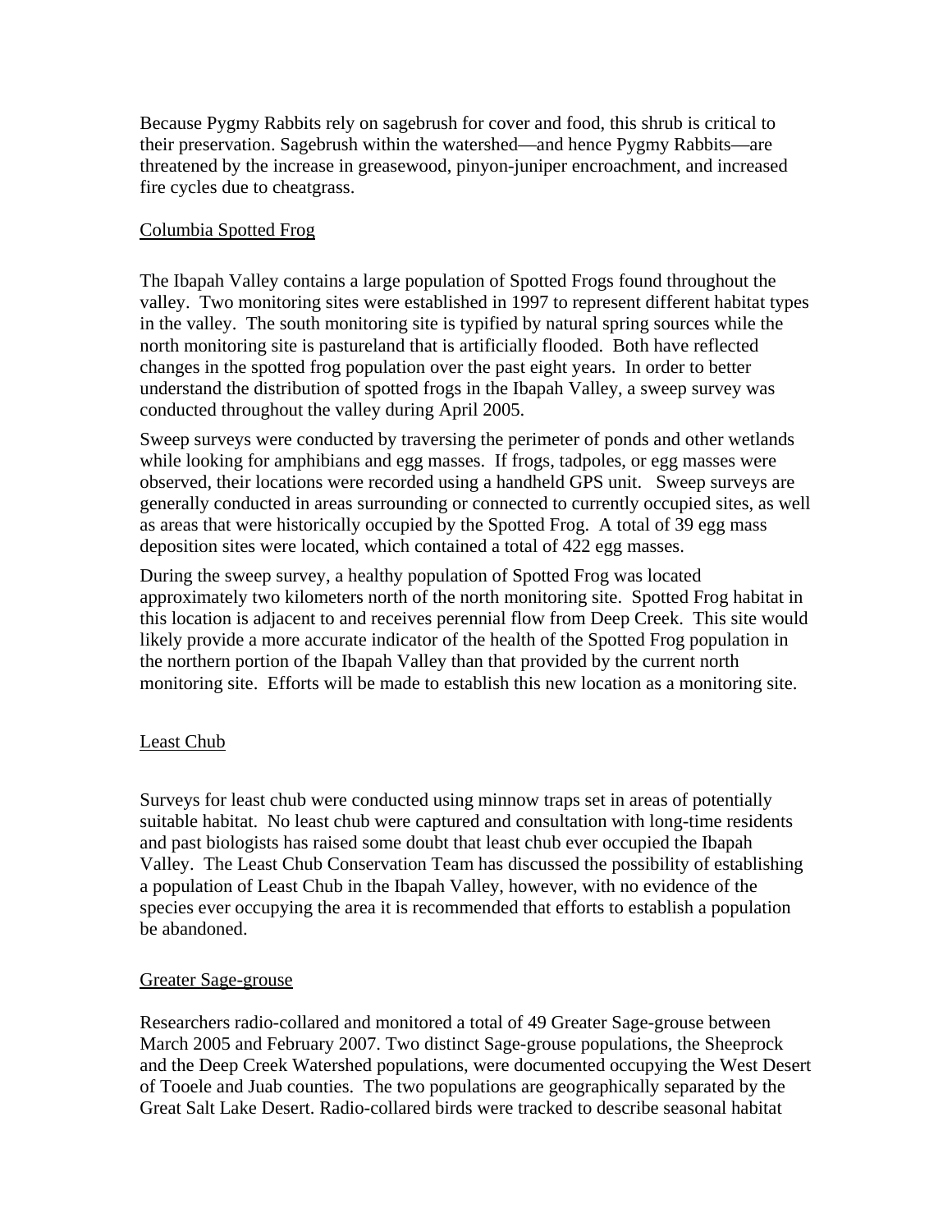Because Pygmy Rabbits rely on sagebrush for cover and food, this shrub is critical to their preservation. Sagebrush within the watershed—and hence Pygmy Rabbits—are threatened by the increase in greasewood, pinyon-juniper encroachment, and increased fire cycles due to cheatgrass.

### Columbia Spotted Frog

The Ibapah Valley contains a large population of Spotted Frogs found throughout the valley. Two monitoring sites were established in 1997 to represent different habitat types in the valley. The south monitoring site is typified by natural spring sources while the north monitoring site is pastureland that is artificially flooded. Both have reflected changes in the spotted frog population over the past eight years. In order to better understand the distribution of spotted frogs in the Ibapah Valley, a sweep survey was conducted throughout the valley during April 2005.

Sweep surveys were conducted by traversing the perimeter of ponds and other wetlands while looking for amphibians and egg masses. If frogs, tadpoles, or egg masses were observed, their locations were recorded using a handheld GPS unit. Sweep surveys are generally conducted in areas surrounding or connected to currently occupied sites, as well as areas that were historically occupied by the Spotted Frog. A total of 39 egg mass deposition sites were located, which contained a total of 422 egg masses.

During the sweep survey, a healthy population of Spotted Frog was located approximately two kilometers north of the north monitoring site. Spotted Frog habitat in this location is adjacent to and receives perennial flow from Deep Creek. This site would likely provide a more accurate indicator of the health of the Spotted Frog population in the northern portion of the Ibapah Valley than that provided by the current north monitoring site. Efforts will be made to establish this new location as a monitoring site.

### Least Chub

Surveys for least chub were conducted using minnow traps set in areas of potentially suitable habitat. No least chub were captured and consultation with long-time residents and past biologists has raised some doubt that least chub ever occupied the Ibapah Valley. The Least Chub Conservation Team has discussed the possibility of establishing a population of Least Chub in the Ibapah Valley, however, with no evidence of the species ever occupying the area it is recommended that efforts to establish a population be abandoned.

### Greater Sage-grouse

Researchers radio-collared and monitored a total of 49 Greater Sage-grouse between March 2005 and February 2007. Two distinct Sage-grouse populations, the Sheeprock and the Deep Creek Watershed populations, were documented occupying the West Desert of Tooele and Juab counties. The two populations are geographically separated by the Great Salt Lake Desert. Radio-collared birds were tracked to describe seasonal habitat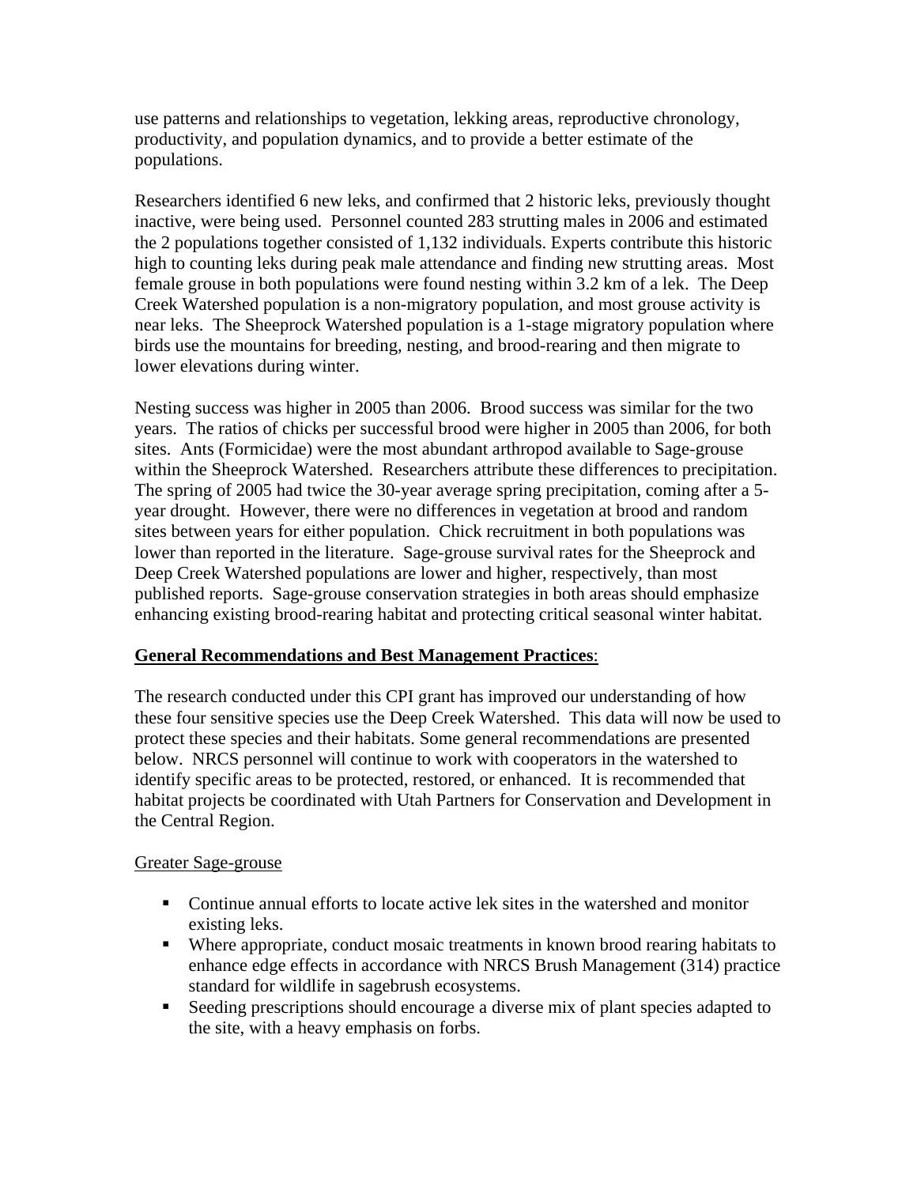use patterns and relationships to vegetation, lekking areas, reproductive chronology, productivity, and population dynamics, and to provide a better estimate of the populations.

Researchers identified 6 new leks, and confirmed that 2 historic leks, previously thought inactive, were being used. Personnel counted 283 strutting males in 2006 and estimated the 2 populations together consisted of 1,132 individuals. Experts contribute this historic high to counting leks during peak male attendance and finding new strutting areas. Most female grouse in both populations were found nesting within 3.2 km of a lek. The Deep Creek Watershed population is a non-migratory population, and most grouse activity is near leks. The Sheeprock Watershed population is a 1-stage migratory population where birds use the mountains for breeding, nesting, and brood-rearing and then migrate to lower elevations during winter.

Nesting success was higher in 2005 than 2006. Brood success was similar for the two years. The ratios of chicks per successful brood were higher in 2005 than 2006, for both sites. Ants (Formicidae) were the most abundant arthropod available to Sage-grouse within the Sheeprock Watershed. Researchers attribute these differences to precipitation. The spring of 2005 had twice the 30-year average spring precipitation, coming after a 5-year drought. However, there were no differences in vegetation at brood and random sites between years for either population. Chick recruitment in both populations was lower than reported in the literature. Sage-grouse survival rates for the Sheeprock and Deep Creek Watershed populations are lower and higher, respectively, than most published reports. Sage-grouse conservation strategies in both areas should emphasize enhancing existing brood-rearing habitat and protecting critical seasonal winter habitat.

## General Recommendations and Best Management Practices:

The research conducted under this CPI grant has improved our understanding of how these four sensitive species use the Deep Creek Watershed. This data will now be used to protect these species and their habitats. Some general recommendations are presented below. NRCS personnel will continue to work with cooperators in the watershed to identify specific areas to be protected, restored, or enhanced. It is recommended that habitat projects be coordinated with Utah Partners for Conservation and Development in the Central Region.

### Greater Sage-grouse

- Continue annual efforts to locate active lek sites in the watershed and monitor existing leks.
- Where appropriate, conduct mosaic treatments in known brood rearing habitats to enhance edge effects in accordance with NRCS Brush Management (314) practice standard for wildlife in sagebrush ecosystems.
- Seeding prescriptions should encourage a diverse mix of plant species adapted to the site, with a heavy emphasis on forbs.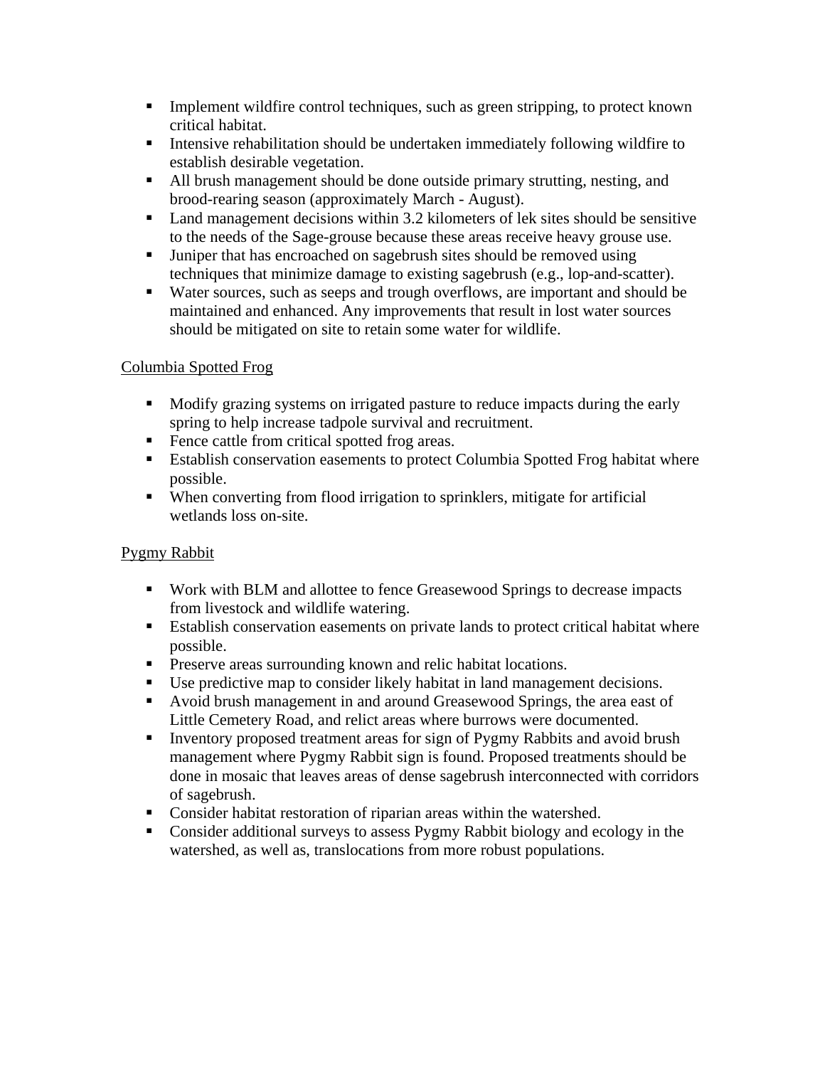- Implement wildfire control techniques, such as green stripping, to protect known critical habitat.
- Intensive rehabilitation should be undertaken immediately following wildfire to establish desirable vegetation.
- All brush management should be done outside primary strutting, nesting, and brood-rearing season (approximately March - August).
- Land management decisions within 3.2 kilometers of lek sites should be sensitive to the needs of the Sage-grouse because these areas receive heavy grouse use.
- Juniper that has encroached on sagebrush sites should be removed using techniques that minimize damage to existing sagebrush (e.g., lop-and-scatter).
- Water sources, such as seeps and trough overflows, are important and should be maintained and enhanced. Any improvements that result in lost water sources should be mitigated on site to retain some water for wildlife.

Columbia Spotted Frog

- Modify grazing systems on irrigated pasture to reduce impacts during the early spring to help increase tadpole survival and recruitment.
- Fence cattle from critical spotted frog areas.
- Establish conservation easements to protect Columbia Spotted Frog habitat where possible.
- When converting from flood irrigation to sprinklers, mitigate for artificial wetlands loss on-site.

Pygmy Rabbit

- Work with BLM and allottee to fence Greasewood Springs to decrease impacts from livestock and wildlife watering.
- Establish conservation easements on private lands to protect critical habitat where possible.
- Preserve areas surrounding known and relic habitat locations.
- Use predictive map to consider likely habitat in land management decisions.
- Avoid brush management in and around Greasewood Springs, the area east of Little Cemetery Road, and relict areas where burrows were documented.
- Inventory proposed treatment areas for sign of Pygmy Rabbits and avoid brush management where Pygmy Rabbit sign is found. Proposed treatments should be done in mosaic that leaves areas of dense sagebrush interconnected with corridors of sagebrush.
- Consider habitat restoration of riparian areas within the watershed.
- Consider additional surveys to assess Pygmy Rabbit biology and ecology in the watershed, as well as, translocations from more robust populations.